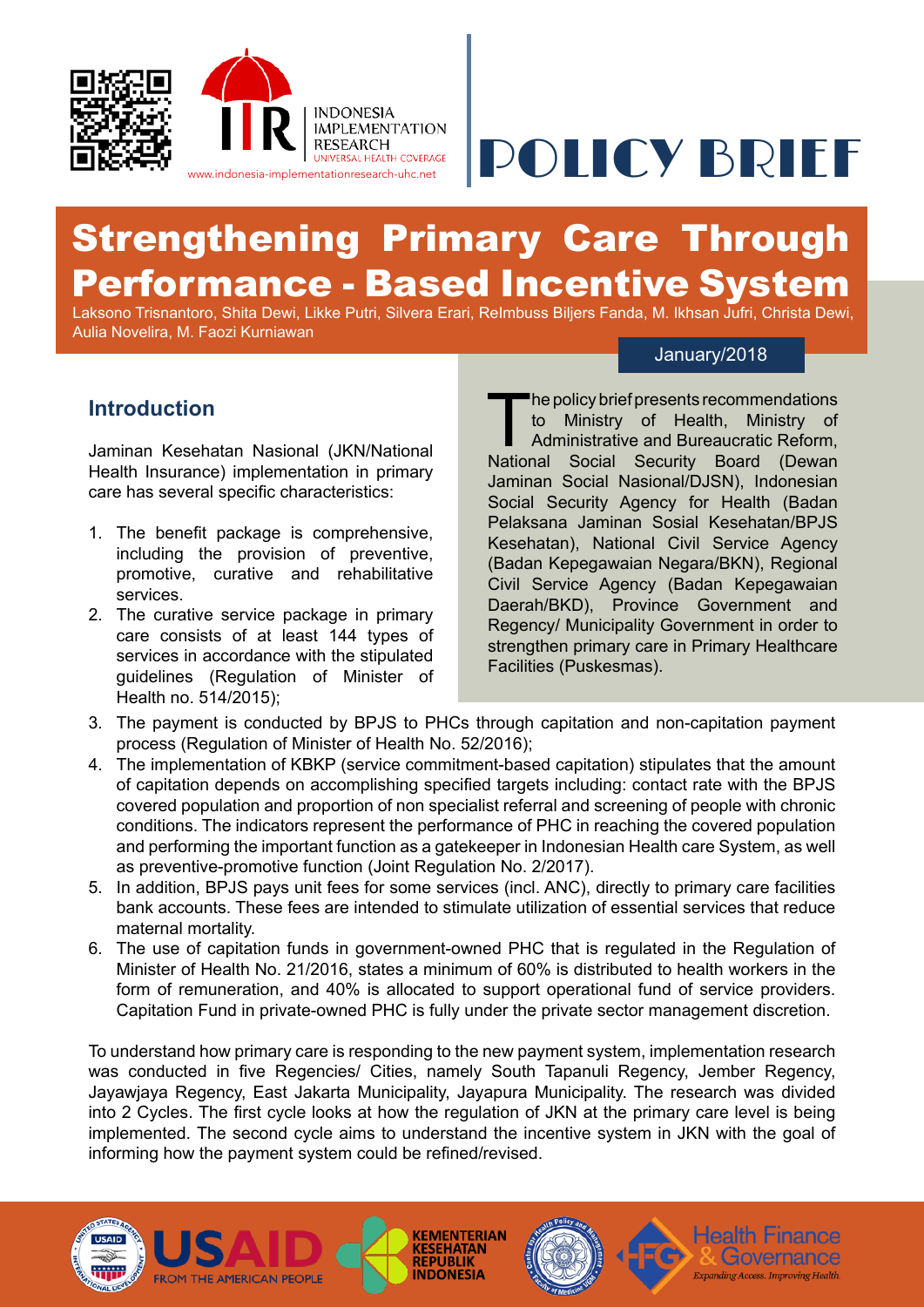INDONESIA IMPLEMENTATION RESEARCH
UNIVERSAL HEALTH COVERAGE
www.indonesia-implementationresearch-uhc.net

POLICY BRIEF

# Strengthening Primary Care Through Performance - Based Incentive System

Laksono Trisnantoro, Shita Dewi, Likke Putri, Silvera Erari, ReImbuss Biljers Fanda, M. Ikhsan Jufri, Christa Dewi, Aulia Novelira, M. Faozi Kurniawan

January/2018

The policy brief presents recommendations to Ministry of Health, Ministry of Administrative and Bureaucratic Reform, National Social Security Board (Dewan Jaminan Sosial Nasional/DJSN), Indonesian Social Security Agency for Health (Badan Pelaksana Jaminan Sosial Kesehatan/BPJS Kesehatan), National Civil Service Agency (Badan Kepegawaian Negara/BKN), Regional Civil Service Agency (Badan Kepegawaian Daerah/BKD), Province Government and Regency/ Municipality Government in order to strengthen primary care in Primary Healthcare Facilities (Puskesmas).

## Introduction

Jaminan Kesehatan Nasional (JKN/National Health Insurance) implementation in primary care has several specific characteristics:

1. The benefit package is comprehensive, including the provision of preventive, promotive, curative and rehabilitative services.
2. The curative service package in primary care consists of at least 144 types of services in accordance with the stipulated guidelines (Regulation of Minister of Health no. 514/2015);
3. The payment is conducted by BPJS to PHCs through capitation and non-capitation payment process (Regulation of Minister of Health No. 52/2016);
4. The implementation of KBKP (service commitment-based capitation) stipulates that the amount of capitation depends on accomplishing specified targets including: contact rate with the BPJS covered population and proportion of non specialist referral and screening of people with chronic conditions. The indicators represent the performance of PHC in reaching the covered population and performing the important function as a gatekeeper in Indonesian Health care System, as well as preventive-promotive function (Joint Regulation No. 2/2017).
5. In addition, BPJS pays unit fees for some services (incl. ANC), directly to primary care facilities bank accounts. These fees are intended to stimulate utilization of essential services that reduce maternal mortality.
6. The use of capitation funds in government-owned PHC that is regulated in the Regulation of Minister of Health No. 21/2016, states a minimum of 60% is distributed to health workers in the form of remuneration, and 40% is allocated to support operational fund of service providers. Capitation Fund in private-owned PHC is fully under the private sector management discretion.

To understand how primary care is responding to the new payment system, implementation research was conducted in five Regencies/ Cities, namely South Tapanuli Regency, Jember Regency, Jayawjaya Regency, East Jakarta Municipality, Jayapura Municipality. The research was divided into 2 Cycles. The first cycle looks at how the regulation of JKN at the primary care level is being implemented. The second cycle aims to understand the incentive system in JKN with the goal of informing how the payment system could be refined/revised.

USAID FROM THE AMERICAN PEOPLE | KEMENTERIAN KESEHATAN REPUBLIK INDONESIA | Health Finance & Governance — Expanding Access. Improving Health.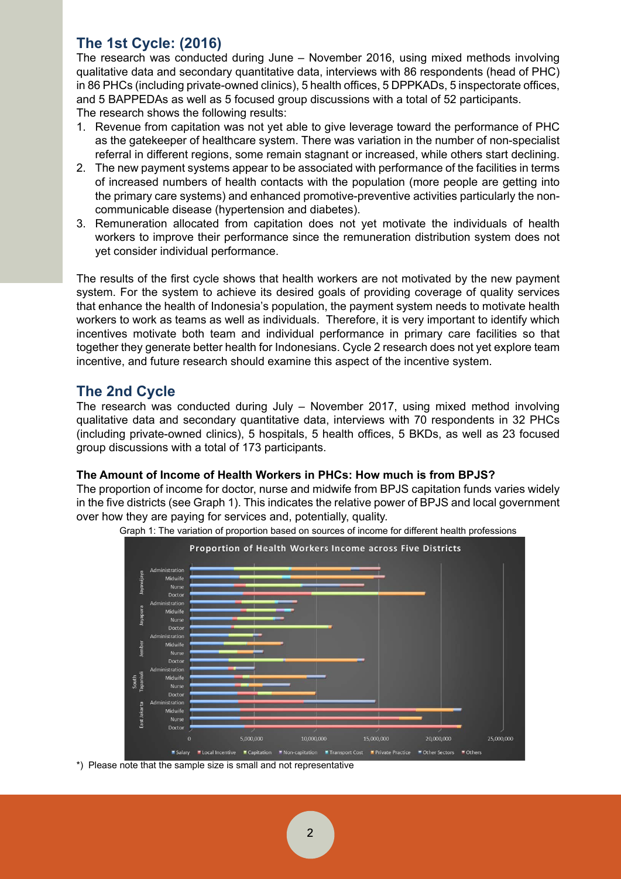## The 1st Cycle: (2016)

The research was conducted during June – November 2016, using mixed methods involving qualitative data and secondary quantitative data, interviews with 86 respondents (head of PHC) in 86 PHCs (including private-owned clinics), 5 health offices, 5 DPPKADs, 5 inspectorate offices, and 5 BAPPEDAs as well as 5 focused group discussions with a total of 52 participants.

The research shows the following results:

1. Revenue from capitation was not yet able to give leverage toward the performance of PHC as the gatekeeper of healthcare system. There was variation in the number of non-specialist referral in different regions, some remain stagnant or increased, while others start declining.
2. The new payment systems appear to be associated with performance of the facilities in terms of increased numbers of health contacts with the population (more people are getting into the primary care systems) and enhanced promotive-preventive activities particularly the non-communicable disease (hypertension and diabetes).
3. Remuneration allocated from capitation does not yet motivate the individuals of health workers to improve their performance since the remuneration distribution system does not yet consider individual performance.

The results of the first cycle shows that health workers are not motivated by the new payment system. For the system to achieve its desired goals of providing coverage of quality services that enhance the health of Indonesia's population, the payment system needs to motivate health workers to work as teams as well as individuals. Therefore, it is very important to identify which incentives motivate both team and individual performance in primary care facilities so that together they generate better health for Indonesians. Cycle 2 research does not yet explore team incentive, and future research should examine this aspect of the incentive system.

## The 2nd Cycle

The research was conducted during July – November 2017, using mixed method involving qualitative data and secondary quantitative data, interviews with 70 respondents in 32 PHCs (including private-owned clinics), 5 hospitals, 5 health offices, 5 BKDs, as well as 23 focused group discussions with a total of 173 participants.

**The Amount of Income of Health Workers in PHCs: How much is from BPJS?**

The proportion of income for doctor, nurse and midwife from BPJS capitation funds varies widely in the five districts (see Graph 1). This indicates the relative power of BPJS and local government over how they are paying for services and, potentially, quality.

Graph 1: The variation of proportion based on sources of income for different health professions

*) Please note that the sample size is small and not representative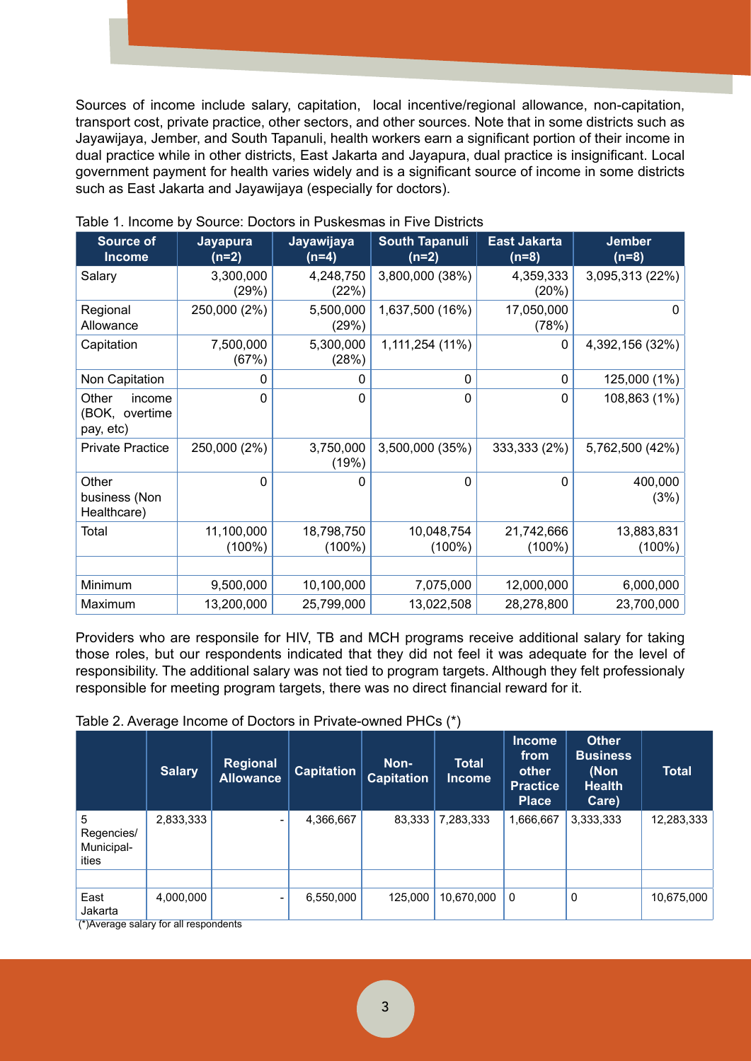Sources of income include salary, capitation, local incentive/regional allowance, non-capitation, transport cost, private practice, other sectors, and other sources. Note that in some districts such as Jayawijaya, Jember, and South Tapanuli, health workers earn a significant portion of their income in dual practice while in other districts, East Jakarta and Jayapura, dual practice is insignificant. Local government payment for health varies widely and is a significant source of income in some districts such as East Jakarta and Jayawijaya (especially for doctors).

Table 1. Income by Source: Doctors in Puskesmas in Five Districts

| Source of Income | Jayapura (n=2) | Jayawijaya (n=4) | South Tapanuli (n=2) | East Jakarta (n=8) | Jember (n=8) |
|---|---|---|---|---|---|
| Salary | 3,300,000 (29%) | 4,248,750 (22%) | 3,800,000 (38%) | 4,359,333 (20%) | 3,095,313 (22%) |
| Regional Allowance | 250,000 (2%) | 5,500,000 (29%) | 1,637,500 (16%) | 17,050,000 (78%) | 0 |
| Capitation | 7,500,000 (67%) | 5,300,000 (28%) | 1,111,254 (11%) | 0 | 4,392,156 (32%) |
| Non Capitation | 0 | 0 | 0 | 0 | 125,000 (1%) |
| Other income (BOK, overtime pay, etc) | 0 | 0 | 0 | 0 | 108,863 (1%) |
| Private Practice | 250,000 (2%) | 3,750,000 (19%) | 3,500,000 (35%) | 333,333 (2%) | 5,762,500 (42%) |
| Other business (Non Healthcare) | 0 | 0 | 0 | 0 | 400,000 (3%) |
| Total | 11,100,000 (100%) | 18,798,750 (100%) | 10,048,754 (100%) | 21,742,666 (100%) | 13,883,831 (100%) |
| | | | | | |
| Minimum | 9,500,000 | 10,100,000 | 7,075,000 | 12,000,000 | 6,000,000 |
| Maximum | 13,200,000 | 25,799,000 | 13,022,508 | 28,278,800 | 23,700,000 |

Providers who are responsile for HIV, TB and MCH programs receive additional salary for taking those roles, but our respondents indicated that they did not feel it was adequate for the level of responsibility. The additional salary was not tied to program targets. Although they felt professionaly responsible for meeting program targets, there was no direct financial reward for it.

Table 2. Average Income of Doctors in Private-owned PHCs (*)

| | Salary | Regional Allowance | Capitation | Non-Capitation | Total Income | Income from other Practice Place | Other Business (Non Health Care) | Total |
|---|---|---|---|---|---|---|---|---|
| 5 Regencies/ Municipal-ities | 2,833,333 | - | 4,366,667 | 83,333 | 7,283,333 | 1,666,667 | 3,333,333 | 12,283,333 |
| | | | | | | | | |
| East Jakarta | 4,000,000 | - | 6,550,000 | 125,000 | 10,670,000 | 0 | 0 | 10,675,000 |

(*)Average salary for all respondents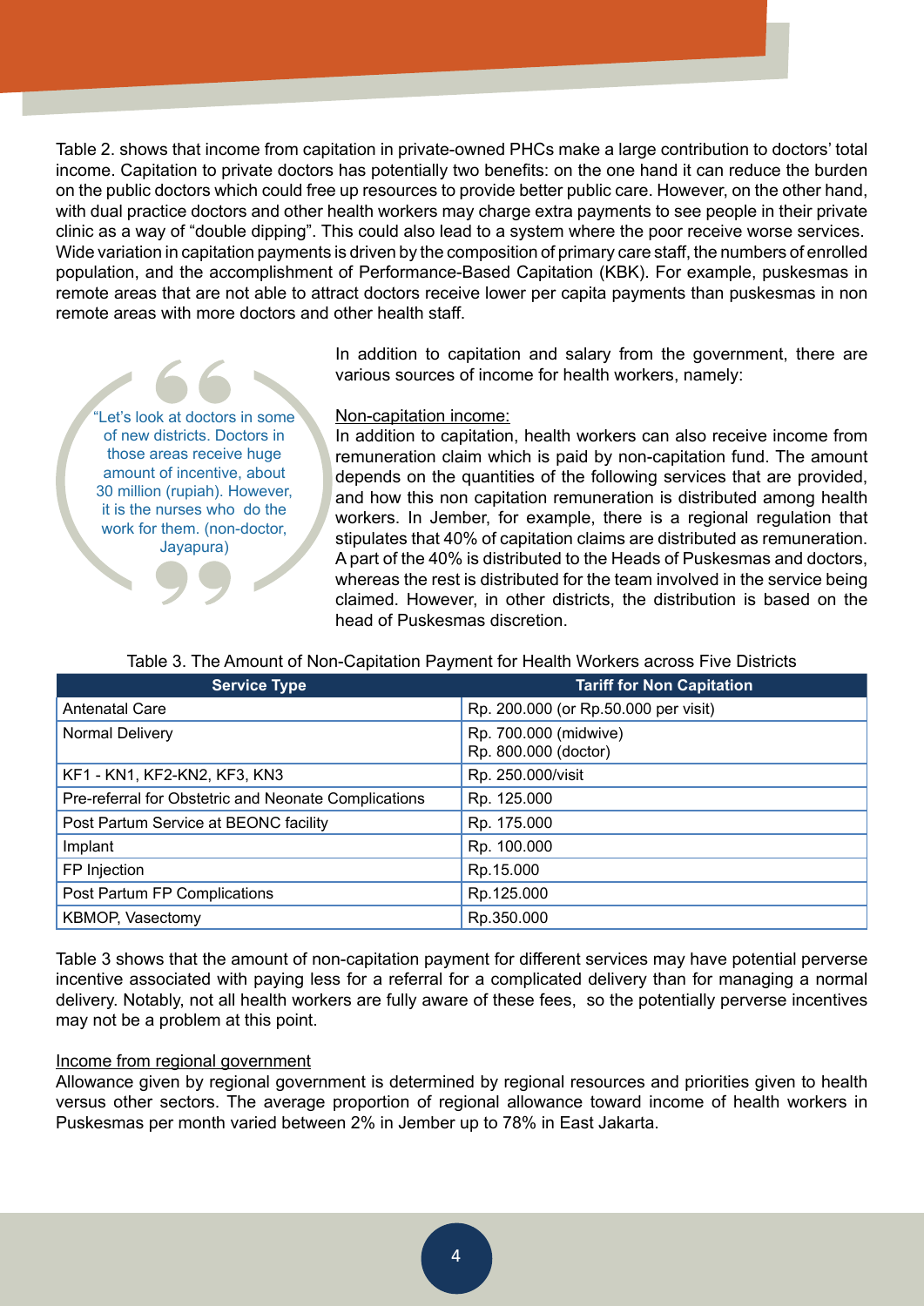Table 2. shows that income from capitation in private-owned PHCs make a large contribution to doctors' total income. Capitation to private doctors has potentially two benefits: on the one hand it can reduce the burden on the public doctors which could free up resources to provide better public care. However, on the other hand, with dual practice doctors and other health workers may charge extra payments to see people in their private clinic as a way of "double dipping". This could also lead to a system where the poor receive worse services. Wide variation in capitation payments is driven by the composition of primary care staff, the numbers of enrolled population, and the accomplishment of Performance-Based Capitation (KBK). For example, puskesmas in remote areas that are not able to attract doctors receive lower per capita payments than puskesmas in non remote areas with more doctors and other health staff.

> "Let's look at doctors in some of new districts. Doctors in those areas receive huge amount of incentive, about 30 million (rupiah). However, it is the nurses who do the work for them. (non-doctor, Jayapura)

In addition to capitation and salary from the government, there are various sources of income for health workers, namely:

Non-capitation income:

In addition to capitation, health workers can also receive income from remuneration claim which is paid by non-capitation fund. The amount depends on the quantities of the following services that are provided, and how this non capitation remuneration is distributed among health workers. In Jember, for example, there is a regional regulation that stipulates that 40% of capitation claims are distributed as remuneration. A part of the 40% is distributed to the Heads of Puskesmas and doctors, whereas the rest is distributed for the team involved in the service being claimed. However, in other districts, the distribution is based on the head of Puskesmas discretion.

Table 3. The Amount of Non-Capitation Payment for Health Workers across Five Districts

| Service Type | Tariff for Non Capitation |
|---|---|
| Antenatal Care | Rp. 200.000 (or Rp.50.000 per visit) |
| Normal Delivery | Rp. 700.000 (midwive)<br>Rp. 800.000 (doctor) |
| KF1 - KN1, KF2-KN2, KF3, KN3 | Rp. 250.000/visit |
| Pre-referral for Obstetric and Neonate Complications | Rp. 125.000 |
| Post Partum Service at BEONC facility | Rp. 175.000 |
| Implant | Rp. 100.000 |
| FP Injection | Rp.15.000 |
| Post Partum FP Complications | Rp.125.000 |
| KBMOP, Vasectomy | Rp.350.000 |

Table 3 shows that the amount of non-capitation payment for different services may have potential perverse incentive associated with paying less for a referral for a complicated delivery than for managing a normal delivery. Notably, not all health workers are fully aware of these fees, so the potentially perverse incentives may not be a problem at this point.

Income from regional government

Allowance given by regional government is determined by regional resources and priorities given to health versus other sectors. The average proportion of regional allowance toward income of health workers in Puskesmas per month varied between 2% in Jember up to 78% in East Jakarta.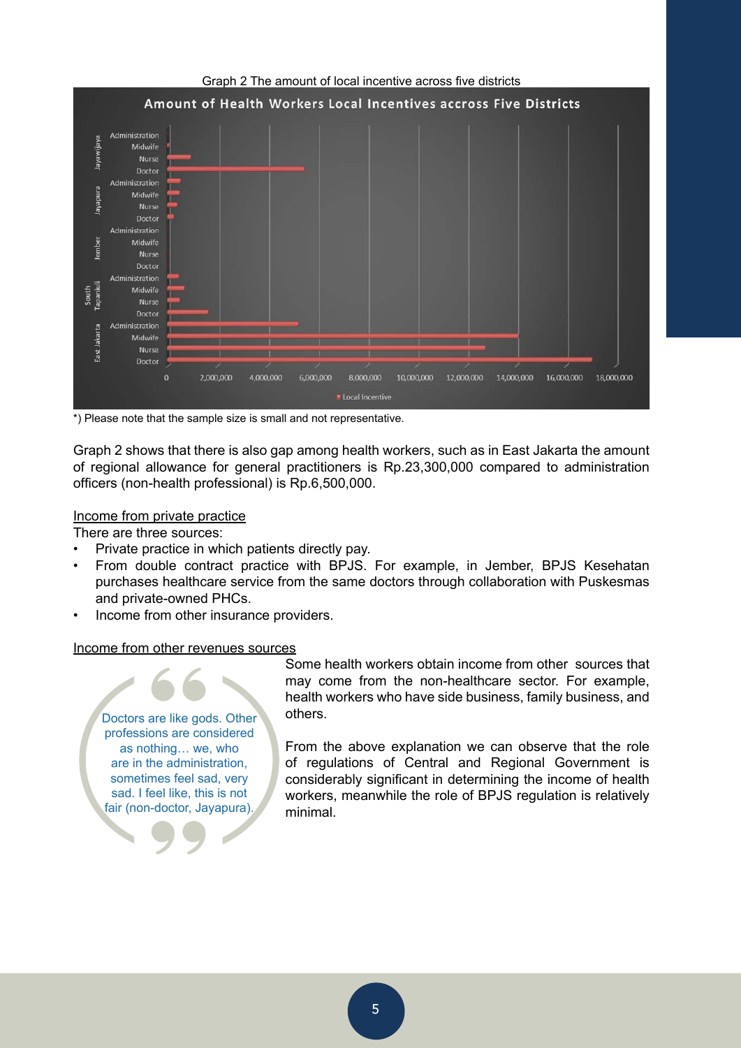Graph 2 The amount of local incentive across five districts

*) Please note that the sample size is small and not representative.

Graph 2 shows that there is also gap among health workers, such as in East Jakarta the amount of regional allowance for general practitioners is Rp.23,300,000 compared to administration officers (non-health professional) is Rp.6,500,000.

## Income from private practice

There are three sources:

- Private practice in which patients directly pay.
- From double contract practice with BPJS. For example, in Jember, BPJS Kesehatan purchases healthcare service from the same doctors through collaboration with Puskesmas and private-owned PHCs.
- Income from other insurance providers.

## Income from other revenues sources

> Doctors are like gods. Other professions are considered as nothing… we, who are in the administration, sometimes feel sad, very sad. I feel like, this is not fair (non-doctor, Jayapura).

Some health workers obtain income from other sources that may come from the non-healthcare sector. For example, health workers who have side business, family business, and others.

From the above explanation we can observe that the role of regulations of Central and Regional Government is considerably significant in determining the income of health workers, meanwhile the role of BPJS regulation is relatively minimal.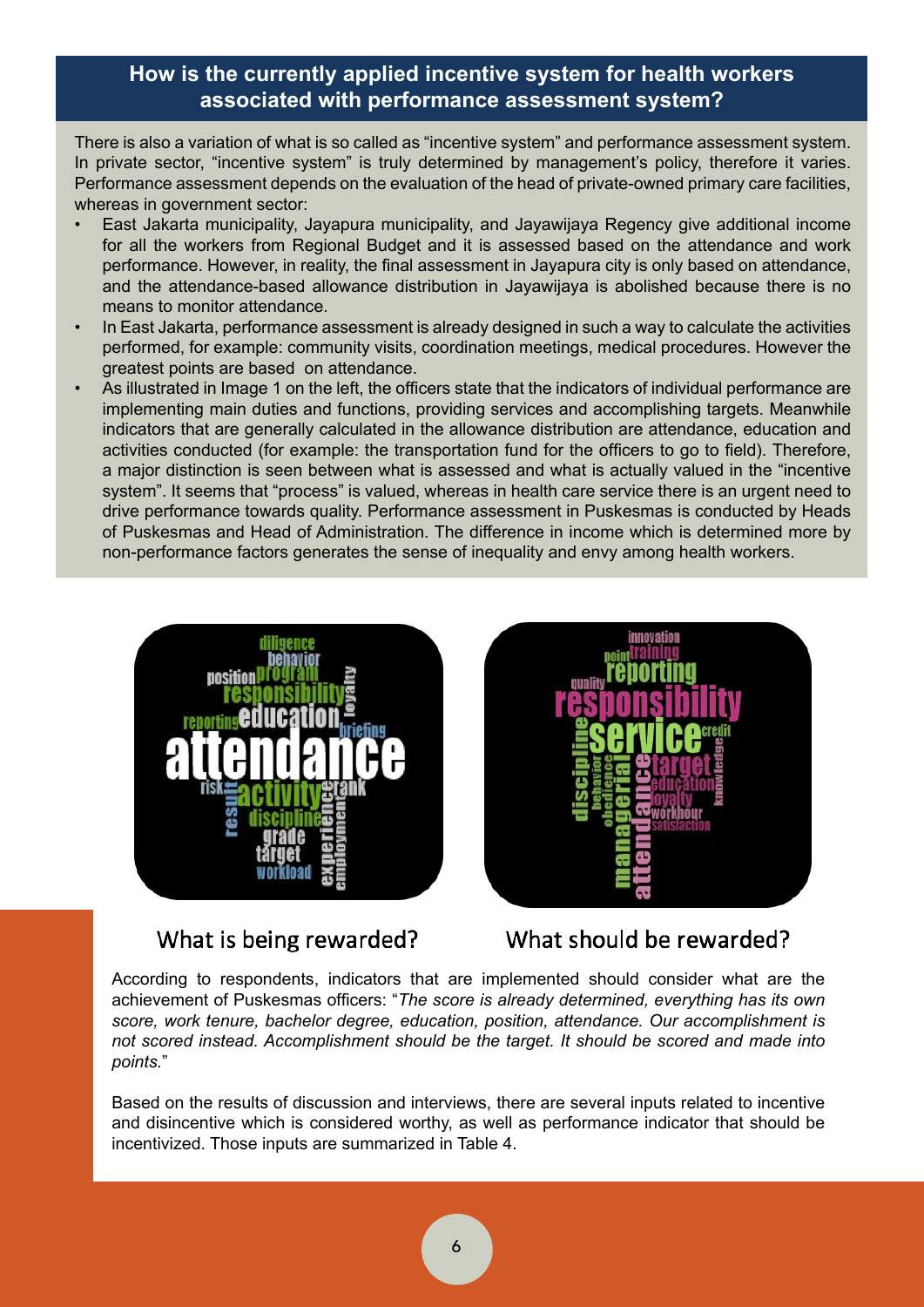## How is the currently applied incentive system for health workers associated with performance assessment system?

There is also a variation of what is so called as "incentive system" and performance assessment system. In private sector, "incentive system" is truly determined by management's policy, therefore it varies. Performance assessment depends on the evaluation of the head of private-owned primary care facilities, whereas in government sector:

- East Jakarta municipality, Jayapura municipality, and Jayawijaya Regency give additional income for all the workers from Regional Budget and it is assessed based on the attendance and work performance. However, in reality, the final assessment in Jayapura city is only based on attendance, and the attendance-based allowance distribution in Jayawijaya is abolished because there is no means to monitor attendance.
- In East Jakarta, performance assessment is already designed in such a way to calculate the activities performed, for example: community visits, coordination meetings, medical procedures. However the greatest points are based on attendance.
- As illustrated in Image 1 on the left, the officers state that the indicators of individual performance are implementing main duties and functions, providing services and accomplishing targets. Meanwhile indicators that are generally calculated in the allowance distribution are attendance, education and activities conducted (for example: the transportation fund for the officers to go to field). Therefore, a major distinction is seen between what is assessed and what is actually valued in the "incentive system". It seems that "process" is valued, whereas in health care service there is an urgent need to drive performance towards quality. Performance assessment in Puskesmas is conducted by Heads of Puskesmas and Head of Administration. The difference in income which is determined more by non-performance factors generates the sense of inequality and envy among health workers.

What is being rewarded?

What should be rewarded?

According to respondents, indicators that are implemented should consider what are the achievement of Puskesmas officers: "*The score is already determined, everything has its own score, work tenure, bachelor degree, education, position, attendance. Our accomplishment is not scored instead. Accomplishment should be the target. It should be scored and made into points.*"

Based on the results of discussion and interviews, there are several inputs related to incentive and disincentive which is considered worthy, as well as performance indicator that should be incentivized. Those inputs are summarized in Table 4.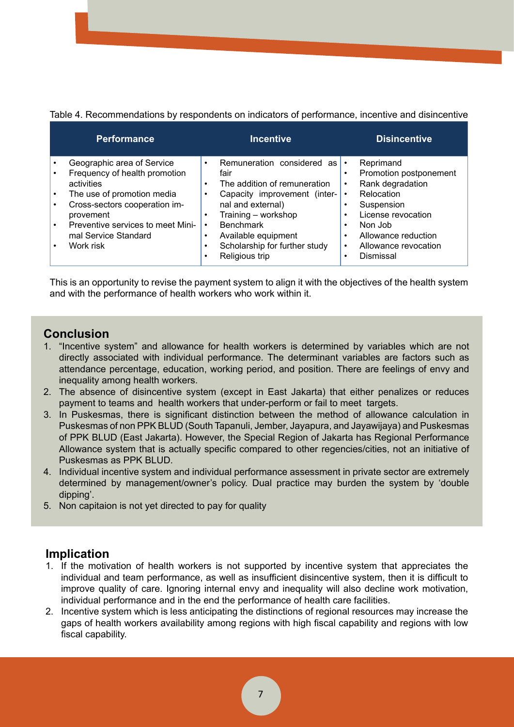Table 4. Recommendations by respondents on indicators of performance, incentive and disincentive

| Performance | Incentive | Disincentive |
|---|---|---|
| • Geographic area of Service<br>• Frequency of health promotion activities<br>• The use of promotion media<br>• Cross-sectors cooperation improvement<br>• Preventive services to meet Minimal Service Standard<br>• Work risk | • Remuneration considered as fair<br>• The addition of remuneration<br>• Capacity improvement (internal and external)<br>• Training – workshop<br>• Benchmark<br>• Available equipment<br>• Scholarship for further study<br>• Religious trip | • Reprimand<br>• Promotion postponement<br>• Rank degradation<br>• Relocation<br>• Suspension<br>• License revocation<br>• Non Job<br>• Allowance reduction<br>• Allowance revocation<br>• Dismissal |

This is an opportunity to revise the payment system to align it with the objectives of the health system and with the performance of health workers who work within it.

## Conclusion

1. "Incentive system" and allowance for health workers is determined by variables which are not directly associated with individual performance. The determinant variables are factors such as attendance percentage, education, working period, and position. There are feelings of envy and inequality among health workers.
2. The absence of disincentive system (except in East Jakarta) that either penalizes or reduces payment to teams and health workers that under-perform or fail to meet targets.
3. In Puskesmas, there is significant distinction between the method of allowance calculation in Puskesmas of non PPK BLUD (South Tapanuli, Jember, Jayapura, and Jayawijaya) and Puskesmas of PPK BLUD (East Jakarta). However, the Special Region of Jakarta has Regional Performance Allowance system that is actually specific compared to other regencies/cities, not an initiative of Puskesmas as PPK BLUD.
4. Individual incentive system and individual performance assessment in private sector are extremely determined by management/owner's policy. Dual practice may burden the system by 'double dipping'.
5. Non capitaion is not yet directed to pay for quality

## Implication

1. If the motivation of health workers is not supported by incentive system that appreciates the individual and team performance, as well as insufficient disincentive system, then it is difficult to improve quality of care. Ignoring internal envy and inequality will also decline work motivation, individual performance and in the end the performance of health care facilities.
2. Incentive system which is less anticipating the distinctions of regional resources may increase the gaps of health workers availability among regions with high fiscal capability and regions with low fiscal capability.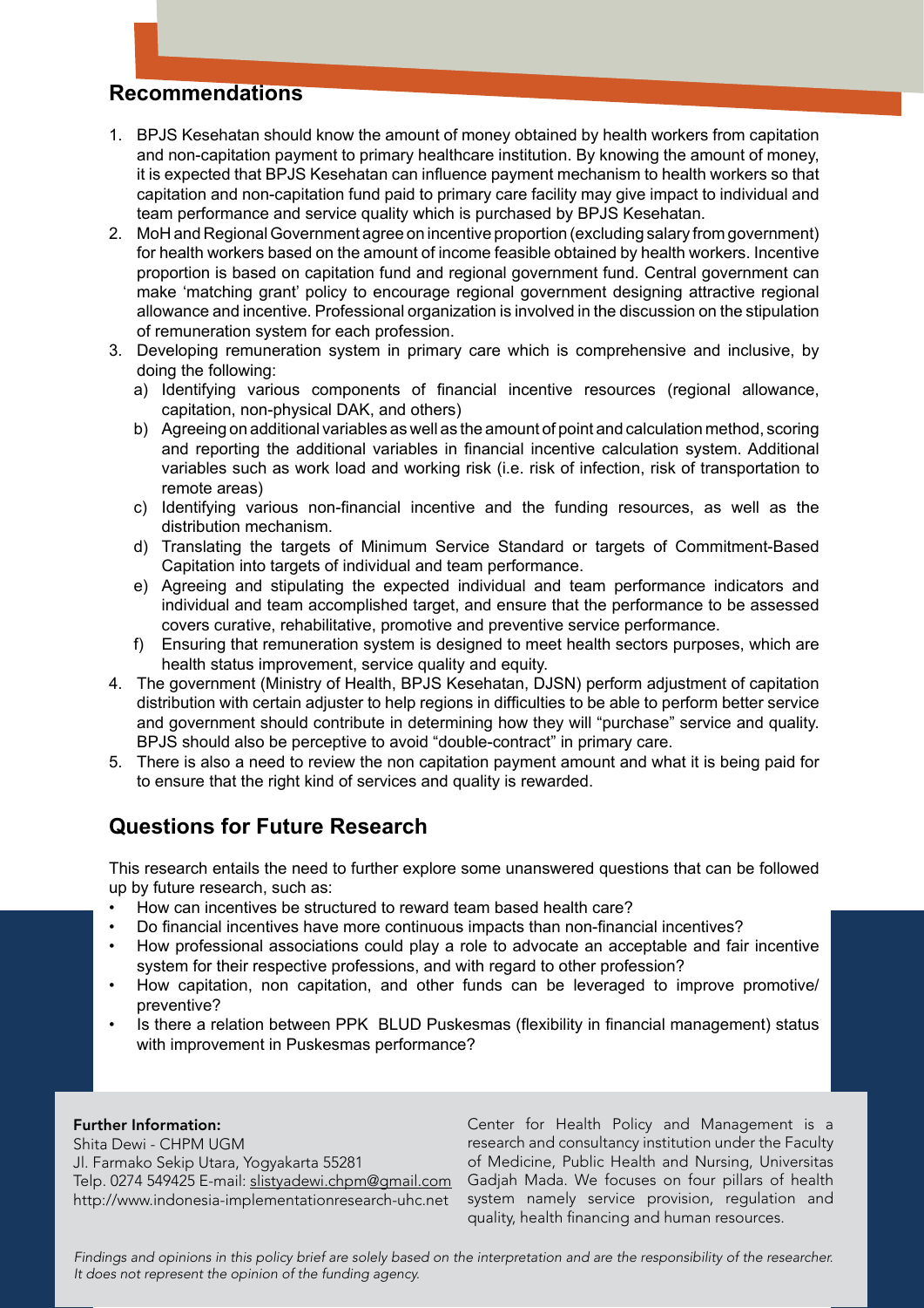## Recommendations

1. BPJS Kesehatan should know the amount of money obtained by health workers from capitation and non-capitation payment to primary healthcare institution. By knowing the amount of money, it is expected that BPJS Kesehatan can influence payment mechanism to health workers so that capitation and non-capitation fund paid to primary care facility may give impact to individual and team performance and service quality which is purchased by BPJS Kesehatan.
2. MoH and Regional Government agree on incentive proportion (excluding salary from government) for health workers based on the amount of income feasible obtained by health workers. Incentive proportion is based on capitation fund and regional government fund. Central government can make 'matching grant' policy to encourage regional government designing attractive regional allowance and incentive. Professional organization is involved in the discussion on the stipulation of remuneration system for each profession.
3. Developing remuneration system in primary care which is comprehensive and inclusive, by doing the following:
   a) Identifying various components of financial incentive resources (regional allowance, capitation, non-physical DAK, and others)
   b) Agreeing on additional variables as well as the amount of point and calculation method, scoring and reporting the additional variables in financial incentive calculation system. Additional variables such as work load and working risk (i.e. risk of infection, risk of transportation to remote areas)
   c) Identifying various non-financial incentive and the funding resources, as well as the distribution mechanism.
   d) Translating the targets of Minimum Service Standard or targets of Commitment-Based Capitation into targets of individual and team performance.
   e) Agreeing and stipulating the expected individual and team performance indicators and individual and team accomplished target, and ensure that the performance to be assessed covers curative, rehabilitative, promotive and preventive service performance.
   f) Ensuring that remuneration system is designed to meet health sectors purposes, which are health status improvement, service quality and equity.
4. The government (Ministry of Health, BPJS Kesehatan, DJSN) perform adjustment of capitation distribution with certain adjuster to help regions in difficulties to be able to perform better service and government should contribute in determining how they will "purchase" service and quality. BPJS should also be perceptive to avoid "double-contract" in primary care.
5. There is also a need to review the non capitation payment amount and what it is being paid for to ensure that the right kind of services and quality is rewarded.

## Questions for Future Research

This research entails the need to further explore some unanswered questions that can be followed up by future research, such as:

- How can incentives be structured to reward team based health care?
- Do financial incentives have more continuous impacts than non-financial incentives?
- How professional associations could play a role to advocate an acceptable and fair incentive system for their respective professions, and with regard to other profession?
- How capitation, non capitation, and other funds can be leveraged to improve promotive/ preventive?
- Is there a relation between PPK BLUD Puskesmas (flexibility in financial management) status with improvement in Puskesmas performance?

**Further Information:**
Shita Dewi - CHPM UGM
Jl. Farmako Sekip Utara, Yogyakarta 55281
Telp. 0274 549425 E-mail: slistyadewi.chpm@gmail.com
http://www.indonesia-implementationresearch-uhc.net

Center for Health Policy and Management is a research and consultancy institution under the Faculty of Medicine, Public Health and Nursing, Universitas Gadjah Mada. We focuses on four pillars of health system namely service provision, regulation and quality, health financing and human resources.

*Findings and opinions in this policy brief are solely based on the interpretation and are the responsibility of the researcher. It does not represent the opinion of the funding agency.*